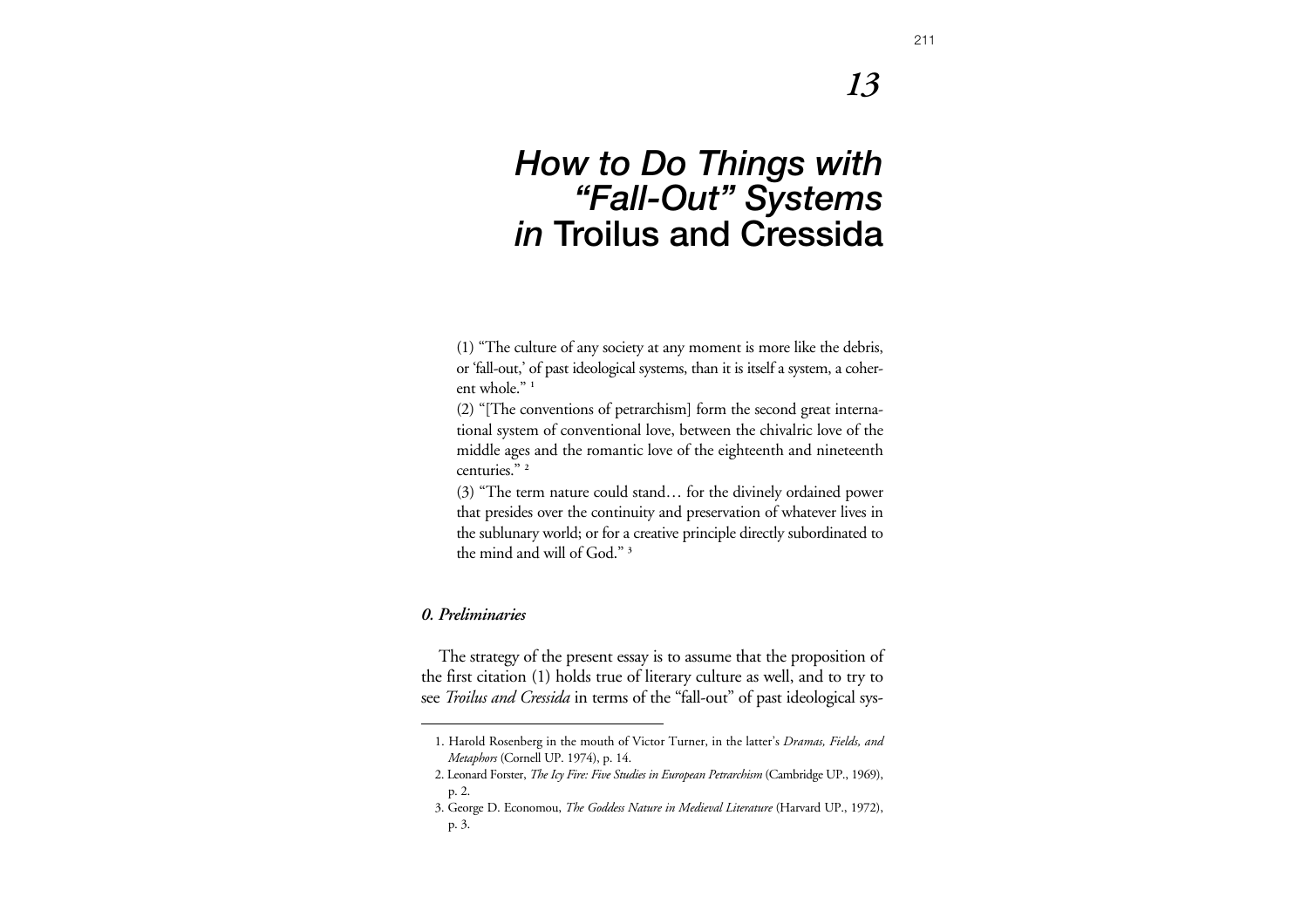# 13

# *How to Do Things with "Fall-Out" Systems in* Troilus and Cressida

(1) "The culture of any society at any moment is more like the debris, or 'fall-out,' of past ideological systems, than it is itself a system, a coherent whole." [1]

(2) "[The conventions of petrarchism] form the second great international system of conventional love, between the chivalric love of the middle ages and the romantic love of the eighteenth and nineteenth centuries." [2]

(3) "The term nature could stand… for the divinely ordained power that presides over the continuity and preservation of whatever lives in the sublunary world; or for a creative principle directly subordinated to the mind and will of God." [3]

### *0. Preliminaries*

The strategy of the present essay is to assume that the proposition of the first citation (1) holds true of literary culture as well, and to try to see *Troilus and Cressida* in terms of the "fall-out" of past ideological sys-

---

1. Harold Rosenberg in the mouth of Victor Turner, in the latter's *Dramas, Fields, and Metaphors* (Cornell UP. 1974), p. 14.
2. Leonard Forster, *The Icy Fire: Five Studies in European Petrarchism* (Cambridge UP., 1969), p. 2.
3. George D. Economou, *The Goddess Nature in Medieval Literature* (Harvard UP., 1972), p. 3.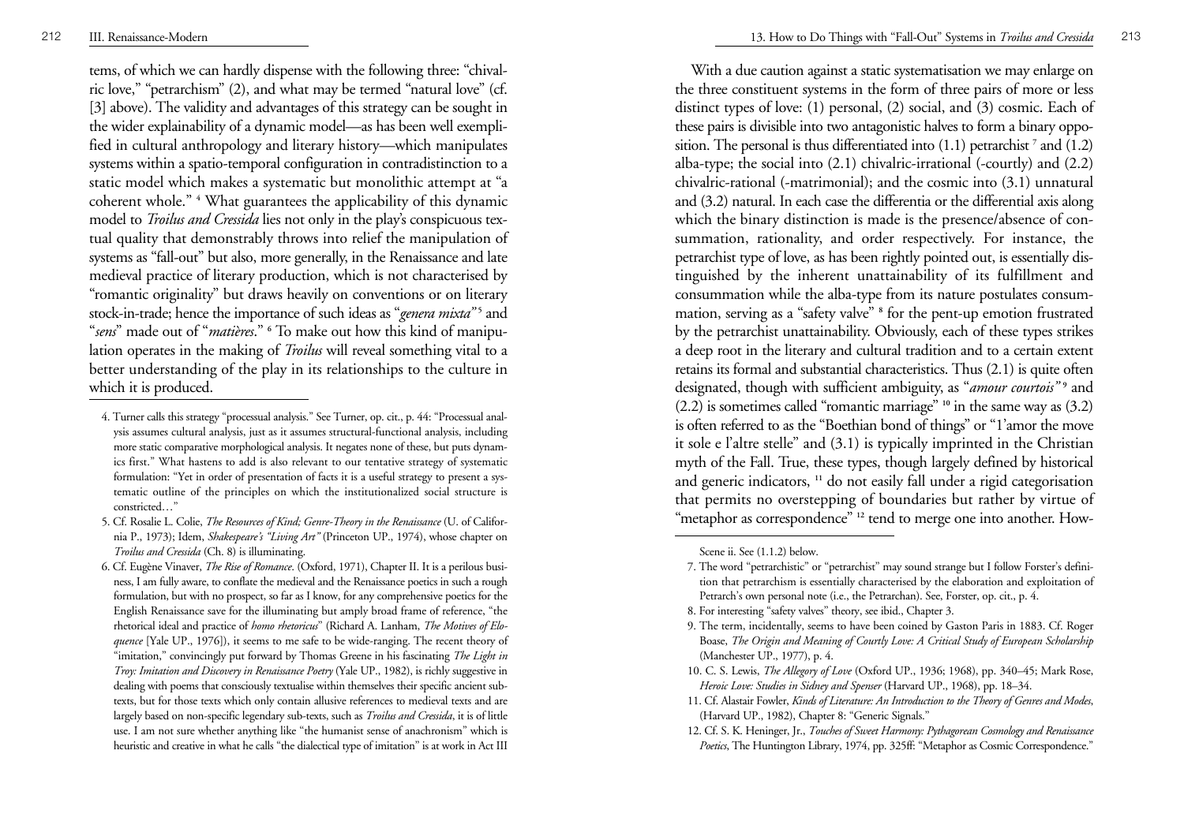tems, of which we can hardly dispense with the following three: "chivalric love," "petrarchism" (2), and what may be termed "natural love" (cf. [3] above). The validity and advantages of this strategy can be sought in the wider explainability of a dynamic model—as has been well exemplified in cultural anthropology and literary history—which manipulates systems within a spatio-temporal configuration in contradistinction to a static model which makes a systematic but monolithic attempt at "a coherent whole." [4] What guarantees the applicability of this dynamic model to *Troilus and Cressida* lies not only in the play's conspicuous textual quality that demonstrably throws into relief the manipulation of systems as "fall-out" but also, more generally, in the Renaissance and late medieval practice of literary production, which is not characterised by "romantic originality" but draws heavily on conventions or on literary stock-in-trade; hence the importance of such ideas as "*genera mixta*"[5] and "*sens*" made out of "*matières*." [6] To make out how this kind of manipulation operates in the making of *Troilus* will reveal something vital to a better understanding of the play in its relationships to the culture in which it is produced.

4. Turner calls this strategy "processual analysis." See Turner, op. cit., p. 44: "Processual analysis assumes cultural analysis, just as it assumes structural-functional analysis, including more static comparative morphological analysis. It negates none of these, but puts dynamics first." What hastens to add is also relevant to our tentative strategy of systematic formulation: "Yet in order of presentation of facts it is a useful strategy to present a systematic outline of the principles on which the institutionalized social structure is constricted…"

5. Cf. Rosalie L. Colie, *The Resources of Kind; Genre-Theory in the Renaissance* (U. of California P., 1973); Idem, *Shakespeare's "Living Art"* (Princeton UP., 1974), whose chapter on *Troilus and Cressida* (Ch. 8) is illuminating.

6. Cf. Eugène Vinaver, *The Rise of Romance*. (Oxford, 1971), Chapter II. It is a perilous business, I am fully aware, to conflate the medieval and the Renaissance poetics in such a rough formulation, but with no prospect, so far as I know, for any comprehensive poetics for the English Renaissance save for the illuminating but amply broad frame of reference, "the rhetorical ideal and practice of *homo rhetoricus*" (Richard A. Lanham, *The Motives of Eloquence* [Yale UP., 1976]), it seems to me safe to be wide-ranging. The recent theory of "imitation," convincingly put forward by Thomas Greene in his fascinating *The Light in Troy: Imitation and Discovery in Renaissance Poetry* (Yale UP., 1982), is richly suggestive in dealing with poems that consciously textualise within themselves their specific ancient subtexts, but for those texts which only contain allusive references to medieval texts and are largely based on non-specific legendary sub-texts, such as *Troilus and Cressida*, it is of little use. I am not sure whether anything like "the humanist sense of anachronism" which is heuristic and creative in what he calls "the dialectical type of imitation" is at work in Act III Scene ii. See (1.1.2) below.

With a due caution against a static systematisation we may enlarge on the three constituent systems in the form of three pairs of more or less distinct types of love: (1) personal, (2) social, and (3) cosmic. Each of these pairs is divisible into two antagonistic halves to form a binary opposition. The personal is thus differentiated into (1.1) petrarchist [7] and (1.2) alba-type; the social into (2.1) chivalric-irrational (-courtly) and (2.2) chivalric-rational (-matrimonial); and the cosmic into (3.1) unnatural and (3.2) natural. In each case the differentia or the differential axis along which the binary distinction is made is the presence/absence of consummation, rationality, and order respectively. For instance, the petrarchist type of love, as has been rightly pointed out, is essentially distinguished by the inherent unattainability of its fulfillment and consummation while the alba-type from its nature postulates consummation, serving as a "safety valve" [8] for the pent-up emotion frustrated by the petrarchist unattainability. Obviously, each of these types strikes a deep root in the literary and cultural tradition and to a certain extent retains its formal and substantial characteristics. Thus (2.1) is quite often designated, though with sufficient ambiguity, as "*amour courtois*"[9] and (2.2) is sometimes called "romantic marriage" [10] in the same way as (3.2) is often referred to as the "Boethian bond of things" or "1'amor the move it sole e l'altre stelle" and (3.1) is typically imprinted in the Christian myth of the Fall. True, these types, though largely defined by historical and generic indicators, [11] do not easily fall under a rigid categorisation that permits no overstepping of boundaries but rather by virtue of "metaphor as correspondence" [12] tend to merge one into another. How-

7. The word "petrarchistic" or "petrarchist" may sound strange but I follow Forster's definition that petrarchism is essentially characterised by the elaboration and exploitation of Petrarch's own personal note (i.e., the Petrarchan). See, Forster, op. cit., p. 4.

8. For interesting "safety valves" theory, see ibid., Chapter 3.

9. The term, incidentally, seems to have been coined by Gaston Paris in 1883. Cf. Roger Boase, *The Origin and Meaning of Courtly Love: A Critical Study of European Scholarship* (Manchester UP., 1977), p. 4.

10. C. S. Lewis, *The Allegory of Love* (Oxford UP., 1936; 1968), pp. 340–45; Mark Rose, *Heroic Love: Studies in Sidney and Spenser* (Harvard UP., 1968), pp. 18–34.

11. Cf. Alastair Fowler, *Kinds of Literature: An Introduction to the Theory of Genres and Modes*, (Harvard UP., 1982), Chapter 8: "Generic Signals."

12. Cf. S. K. Heninger, Jr., *Touches of Sweet Harmony: Pythagorean Cosmology and Renaissance Poetics*, The Huntington Library, 1974, pp. 325ff: "Metaphor as Cosmic Correspondence."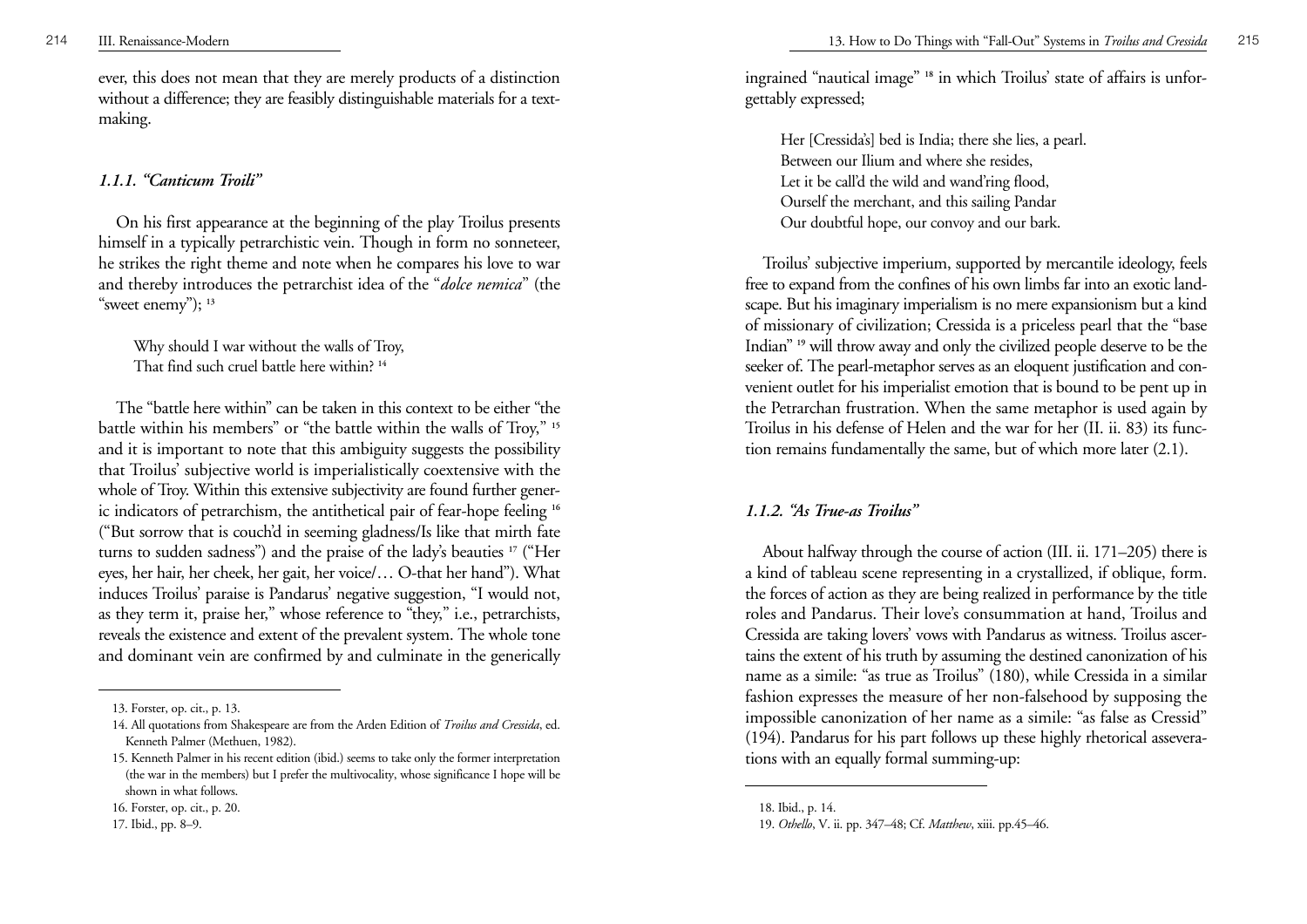ever, this does not mean that they are merely products of a distinction without a difference; they are feasibly distinguishable materials for a text-making.

### *1.1.1. "Canticum Troili"*

On his first appearance at the beginning of the play Troilus presents himself in a typically petrarchistic vein. Though in form no sonneteer, he strikes the right theme and note when he compares his love to war and thereby introduces the petrarchist idea of the "*dolce nemica*" (the "sweet enemy"); [13]

> Why should I war without the walls of Troy,
> That find such cruel battle here within? [14]

The "battle here within" can be taken in this context to be either "the battle within his members" or "the battle within the walls of Troy," [15] and it is important to note that this ambiguity suggests the possibility that Troilus' subjective world is imperialistically coextensive with the whole of Troy. Within this extensive subjectivity are found further generic indicators of petrarchism, the antithetical pair of fear-hope feeling [16] ("But sorrow that is couch'd in seeming gladness/Is like that mirth fate turns to sudden sadness") and the praise of the lady's beauties [17] ("Her eyes, her hair, her cheek, her gait, her voice/… O-that her hand"). What induces Troilus' paraise is Pandarus' negative suggestion, "I would not, as they term it, praise her," whose reference to "they," i.e., petrarchists, reveals the existence and extent of the prevalent system. The whole tone and dominant vein are confirmed by and culminate in the generically ingrained "nautical image" [18] in which Troilus' state of affairs is unforgettably expressed;

> Her [Cressida's] bed is India; there she lies, a pearl.
> Between our Ilium and where she resides,
> Let it be call'd the wild and wand'ring flood,
> Ourself the merchant, and this sailing Pandar
> Our doubtful hope, our convoy and our bark.

Troilus' subjective imperium, supported by mercantile ideology, feels free to expand from the confines of his own limbs far into an exotic landscape. But his imaginary imperialism is no mere expansionism but a kind of missionary of civilization; Cressida is a priceless pearl that the "base Indian" [19] will throw away and only the civilized people deserve to be the seeker of. The pearl-metaphor serves as an eloquent justification and convenient outlet for his imperialist emotion that is bound to be pent up in the Petrarchan frustration. When the same metaphor is used again by Troilus in his defense of Helen and the war for her (II. ii. 83) its function remains fundamentally the same, but of which more later (2.1).

### *1.1.2. "As True-as Troilus"*

About halfway through the course of action (III. ii. 171–205) there is a kind of tableau scene representing in a crystallized, if oblique, form. the forces of action as they are being realized in performance by the title roles and Pandarus. Their love's consummation at hand, Troilus and Cressida are taking lovers' vows with Pandarus as witness. Troilus ascertains the extent of his truth by assuming the destined canonization of his name as a simile: "as true as Troilus" (180), while Cressida in a similar fashion expresses the measure of her non-falsehood by supposing the impossible canonization of her name as a simile: "as false as Cressid" (194). Pandarus for his part follows up these highly rhetorical asseverations with an equally formal summing-up:

---

13. Forster, op. cit., p. 13.
14. All quotations from Shakespeare are from the Arden Edition of *Troilus and Cressida*, ed. Kenneth Palmer (Methuen, 1982).
15. Kenneth Palmer in his recent edition (ibid.) seems to take only the former interpretation (the war in the members) but I prefer the multivocality, whose significance I hope will be shown in what follows.
16. Forster, op. cit., p. 20.
17. Ibid., pp. 8–9.
18. Ibid., p. 14.
19. *Othello*, V. ii. pp. 347–48; Cf. *Matthew*, xiii. pp.45–46.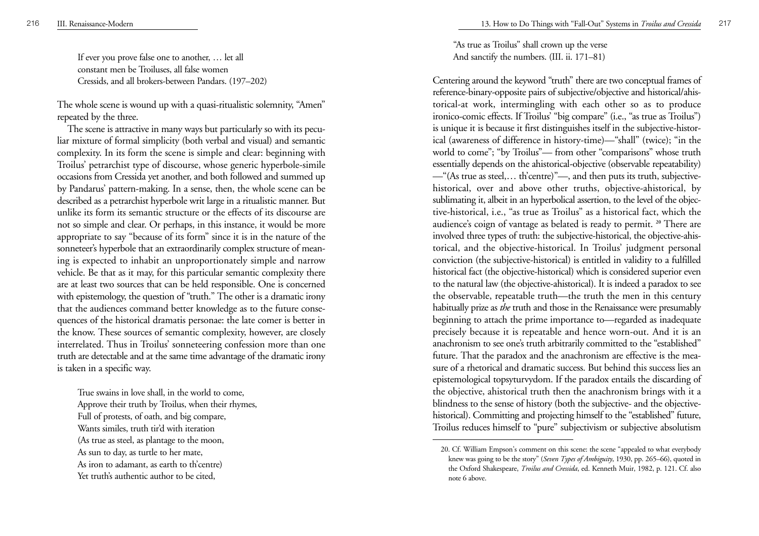> If ever you prove false one to another, … let all
> constant men be Troiluses, all false women
> Cressids, and all brokers-between Pandars. (197–202)

The whole scene is wound up with a quasi-ritualistic solemnity, "Amen" repeated by the three.

The scene is attractive in many ways but particularly so with its peculiar mixture of formal simplicity (both verbal and visual) and semantic complexity. In its form the scene is simple and clear: beginning with Troilus' petrarchist type of discourse, whose generic hyperbole-simile occasions from Cressida yet another, and both followed and summed up by Pandarus' pattern-making. In a sense, then, the whole scene can be described as a petrarchist hyperbole writ large in a ritualistic manner. But unlike its form its semantic structure or the effects of its discourse are not so simple and clear. Or perhaps, in this instance, it would be more appropriate to say "because of its form" since it is in the nature of the sonneteer's hyperbole that an extraordinarily complex structure of meaning is expected to inhabit an unproportionately simple and narrow vehicle. Be that as it may, for this particular semantic complexity there are at least two sources that can be held responsible. One is concerned with epistemology, the question of "truth." The other is a dramatic irony that the audiences command better knowledge as to the future consequences of the historical dramatis personae: the late comer is better in the know. These sources of semantic complexity, however, are closely interrelated. Thus in Troilus' sonneteering confession more than one truth are detectable and at the same time advantage of the dramatic irony is taken in a specific way.

> True swains in love shall, in the world to come,
> Approve their truth by Troilus, when their rhymes,
> Full of protests, of oath, and big compare,
> Wants similes, truth tir'd with iteration
> (As true as steel, as plantage to the moon,
> As sun to day, as turtle to her mate,
> As iron to adamant, as earth to th'centre)
> Yet truth's authentic author to be cited,
> "As true as Troilus" shall crown up the verse
> And sanctify the numbers. (III. ii. 171–81)

Centering around the keyword "truth" there are two conceptual frames of reference-binary-opposite pairs of subjective/objective and historical/ahistorical-at work, intermingling with each other so as to produce ironico-comic effects. If Troilus' "big compare" (i.e., "as true as Troilus") is unique it is because it first distinguishes itself in the subjective-historical (awareness of difference in history-time)—"shall" (twice); "in the world to come"; "by Troilus"— from other "comparisons" whose truth essentially depends on the ahistorical-objective (observable repeatability) —"(As true as steel,… th'centre)"—, and then puts its truth, subjective-historical, over and above other truths, objective-ahistorical, by sublimating it, albeit in an hyperbolical assertion, to the level of the objective-historical, i.e., "as true as Troilus" as a historical fact, which the audience's coign of vantage as belated is ready to permit. [20] There are involved three types of truth: the subjective-historical, the objective-ahistorical, and the objective-historical. In Troilus' judgment personal conviction (the subjective-historical) is entitled in validity to a fulfilled historical fact (the objective-historical) which is considered superior even to the natural law (the objective-ahistorical). It is indeed a paradox to see the observable, repeatable truth—the truth the men in this century habitually prize as *the* truth and those in the Renaissance were presumably beginning to attach the prime importance to—regarded as inadequate precisely because it is repeatable and hence worn-out. And it is an anachronism to see one's truth arbitrarily committed to the "established" future. That the paradox and the anachronism are effective is the measure of a rhetorical and dramatic success. But behind this success lies an epistemological topsyturvydom. If the paradox entails the discarding of the objective, ahistorical truth then the anachronism brings with it a blindness to the sense of history (both the subjective- and the objective-historical). Committing and projecting himself to the "established" future, Troilus reduces himself to "pure" subjectivism or subjective absolutism

---

20. Cf. William Empson's comment on this scene: the scene "appealed to what everybody knew was going to be the story" (*Seven Types of Ambiguity*, 1930, pp. 265–66), quoted in the Oxford Shakespeare, *Troilus and Cressida*, ed. Kenneth Muir, 1982, p. 121. Cf. also note 6 above.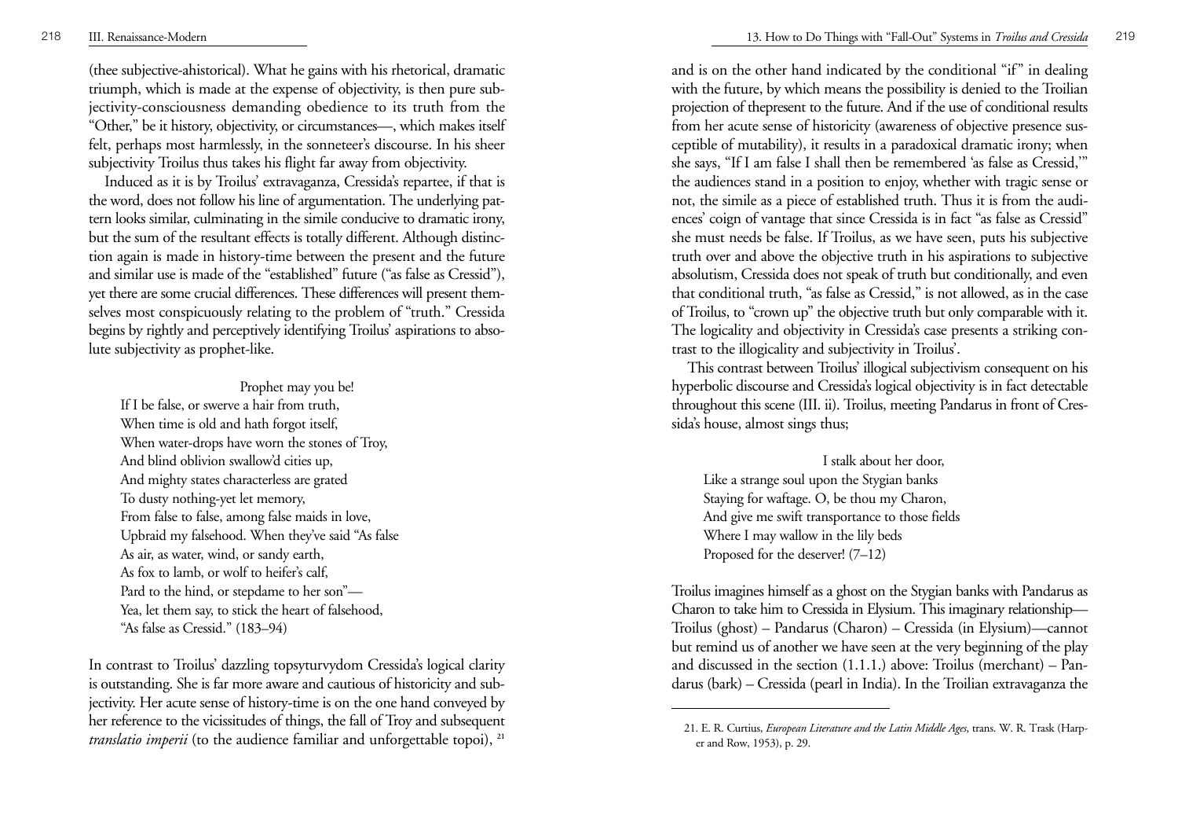(thee subjective-ahistorical). What he gains with his rhetorical, dramatic triumph, which is made at the expense of objectivity, is then pure subjectivity-consciousness demanding obedience to its truth from the "Other," be it history, objectivity, or circumstances—, which makes itself felt, perhaps most harmlessly, in the sonneteer's discourse. In his sheer subjectivity Troilus thus takes his flight far away from objectivity.

Induced as it is by Troilus' extravaganza, Cressida's repartee, if that is the word, does not follow his line of argumentation. The underlying pattern looks similar, culminating in the simile conducive to dramatic irony, but the sum of the resultant effects is totally different. Although distinction again is made in history-time between the present and the future and similar use is made of the "established" future ("as false as Cressid"), yet there are some crucial differences. These differences will present themselves most conspicuously relating to the problem of "truth." Cressida begins by rightly and perceptively identifying Troilus' aspirations to absolute subjectivity as prophet-like.

> Prophet may you be!
> If I be false, or swerve a hair from truth,
> When time is old and hath forgot itself,
> When water-drops have worn the stones of Troy,
> And blind oblivion swallow'd cities up,
> And mighty states characterless are grated
> To dusty nothing-yet let memory,
> From false to false, among false maids in love,
> Upbraid my falsehood. When they've said "As false
> As air, as water, wind, or sandy earth,
> As fox to lamb, or wolf to heifer's calf,
> Pard to the hind, or stepdame to her son"—
> Yea, let them say, to stick the heart of falsehood,
> "As false as Cressid." (183–94)

In contrast to Troilus' dazzling topsyturvydom Cressida's logical clarity is outstanding. She is far more aware and cautious of historicity and subjectivity. Her acute sense of history-time is on the one hand conveyed by her reference to the vicissitudes of things, the fall of Troy and subsequent *translatio imperii* (to the audience familiar and unforgettable topoi), [21] and is on the other hand indicated by the conditional "if" in dealing with the future, by which means the possibility is denied to the Troilian projection of thepresent to the future. And if the use of conditional results from her acute sense of historicity (awareness of objective presence susceptible of mutability), it results in a paradoxical dramatic irony; when she says, "If I am false I shall then be remembered 'as false as Cressid,'" the audiences stand in a position to enjoy, whether with tragic sense or not, the simile as a piece of established truth. Thus it is from the audiences' coign of vantage that since Cressida is in fact "as false as Cressid" she must needs be false. If Troilus, as we have seen, puts his subjective truth over and above the objective truth in his aspirations to subjective absolutism, Cressida does not speak of truth but conditionally, and even that conditional truth, "as false as Cressid," is not allowed, as in the case of Troilus, to "crown up" the objective truth but only comparable with it. The logicality and objectivity in Cressida's case presents a striking contrast to the illogicality and subjectivity in Troilus'.

This contrast between Troilus' illogical subjectivism consequent on his hyperbolic discourse and Cressida's logical objectivity is in fact detectable throughout this scene (III. ii). Troilus, meeting Pandarus in front of Cressida's house, almost sings thus;

> I stalk about her door,
> Like a strange soul upon the Stygian banks
> Staying for waftage. O, be thou my Charon,
> And give me swift transportance to those fields
> Where I may wallow in the lily beds
> Proposed for the deserver! (7–12)

Troilus imagines himself as a ghost on the Stygian banks with Pandarus as Charon to take him to Cressida in Elysium. This imaginary relationship—Troilus (ghost) – Pandarus (Charon) – Cressida (in Elysium)—cannot but remind us of another we have seen at the very beginning of the play and discussed in the section (1.1.1.) above: Troilus (merchant) – Pandarus (bark) – Cressida (pearl in India). In the Troilian extravaganza the

21. E. R. Curtius, *European Literature and the Latin Middle Ages*, trans. W. R. Trask (Harper and Row, 1953), p. 29.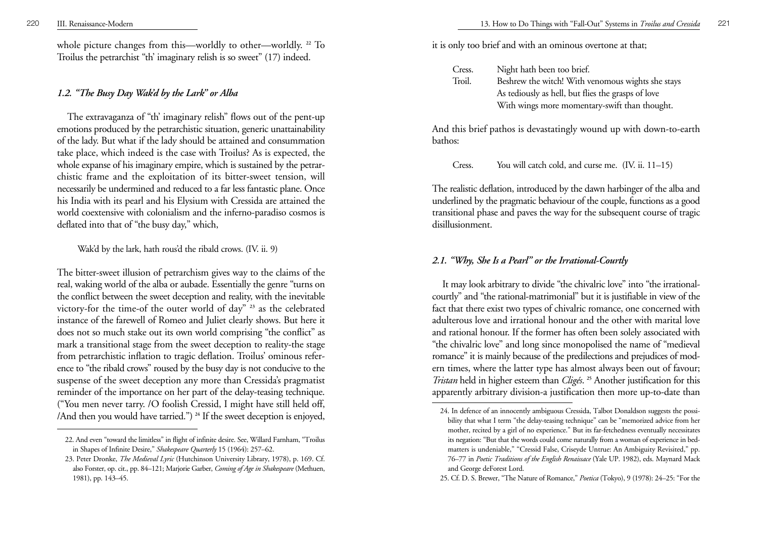whole picture changes from this—worldly to other—worldly. [22] To Troilus the petrarchist "th' imaginary relish is so sweet" (17) indeed.

### *1.2. "The Busy Day Wak'd by the Lark" or Alba*

The extravaganza of "th' imaginary relish" flows out of the pent-up emotions produced by the petrarchistic situation, generic unattainability of the lady. But what if the lady should be attained and consummation take place, which indeed is the case with Troilus? As is expected, the whole expanse of his imaginary empire, which is sustained by the petrarchistic frame and the exploitation of its bitter-sweet tension, will necessarily be undermined and reduced to a far less fantastic plane. Once his India with its pearl and his Elysium with Cressida are attained the world coextensive with colonialism and the inferno-paradiso cosmos is deflated into that of "the busy day," which,

> Wak'd by the lark, hath rous'd the ribald crows. (IV. ii. 9)

The bitter-sweet illusion of petrarchism gives way to the claims of the real, waking world of the alba or aubade. Essentially the genre "turns on the conflict between the sweet deception and reality, with the inevitable victory-for the time-of the outer world of day" [23] as the celebrated instance of the farewell of Romeo and Juliet clearly shows. But here it does not so much stake out its own world comprising "the conflict" as mark a transitional stage from the sweet deception to reality-the stage from petrarchistic inflation to tragic deflation. Troilus' ominous reference to "the ribald crows" roused by the busy day is not conducive to the suspense of the sweet deception any more than Cressida's pragmatist reminder of the importance on her part of the delay-teasing technique. ("You men never tarry. /O foolish Cressid, I might have still held off, /And then you would have tarried.") [24] If the sweet deception is enjoyed, it is only too brief and with an ominous overtone at that;

> Cress. Night hath been too brief.
> Troil. Beshrew the witch! With venomous wights she stays
> As tediously as hell, but flies the grasps of love
> With wings more momentary-swift than thought.

And this brief pathos is devastatingly wound up with down-to-earth bathos:

> Cress. You will catch cold, and curse me. (IV. ii. 11–15)

The realistic deflation, introduced by the dawn harbinger of the alba and underlined by the pragmatic behaviour of the couple, functions as a good transitional phase and paves the way for the subsequent course of tragic disillusionment.

### *2.1. "Why, She Is a Pearl" or the Irrational-Courtly*

It may look arbitrary to divide "the chivalric love" into "the irrational-courtly" and "the rational-matrimonial" but it is justifiable in view of the fact that there exist two types of chivalric romance, one concerned with adulterous love and irrational honour and the other with marital love and rational honour. If the former has often been solely associated with "the chivalric love" and long since monopolised the name of "medieval romance" it is mainly because of the predilections and prejudices of modern times, where the latter type has almost always been out of favour; *Tristan* held in higher esteem than *Cligés*. [25] Another justification for this apparently arbitrary division-a justification then more up-to-date than

---

22. And even "toward the limitless" in flight of infinite desire. See, Willard Farnham, "Troilus in Shapes of Infinite Desire," *Shakespeare Quarterly* 15 (1964): 257–62.

23. Peter Dronke, *The Medieval Lyric* (Hutchinson University Library, 1978), p. 169. Cf. also Forster, op. cit., pp. 84–121; Marjorie Garber, *Coming of Age in Shakespeare* (Methuen, 1981), pp. 143–45.

24. In defence of an innocently ambiguous Cressida, Talbot Donaldson suggests the possibility that what I term "the delay-teasing technique" can be "memorized advice from her mother, recited by a girl of no experience." But its far-fetchedness eventually necessitates its negation: "But that the words could come naturally from a woman of experience in bed-matters is undeniable," "Cressid False, Criseyde Untrue: An Ambiguity Revisited," pp. 76–77 in *Poetic Traditions of the English Renaissace* (Yale UP. 1982), eds. Maynard Mack and George deForest Lord.

25. Cf. D. S. Brewer, "The Nature of Romance," *Poetica* (Tokyo), 9 (1978): 24–25: "For the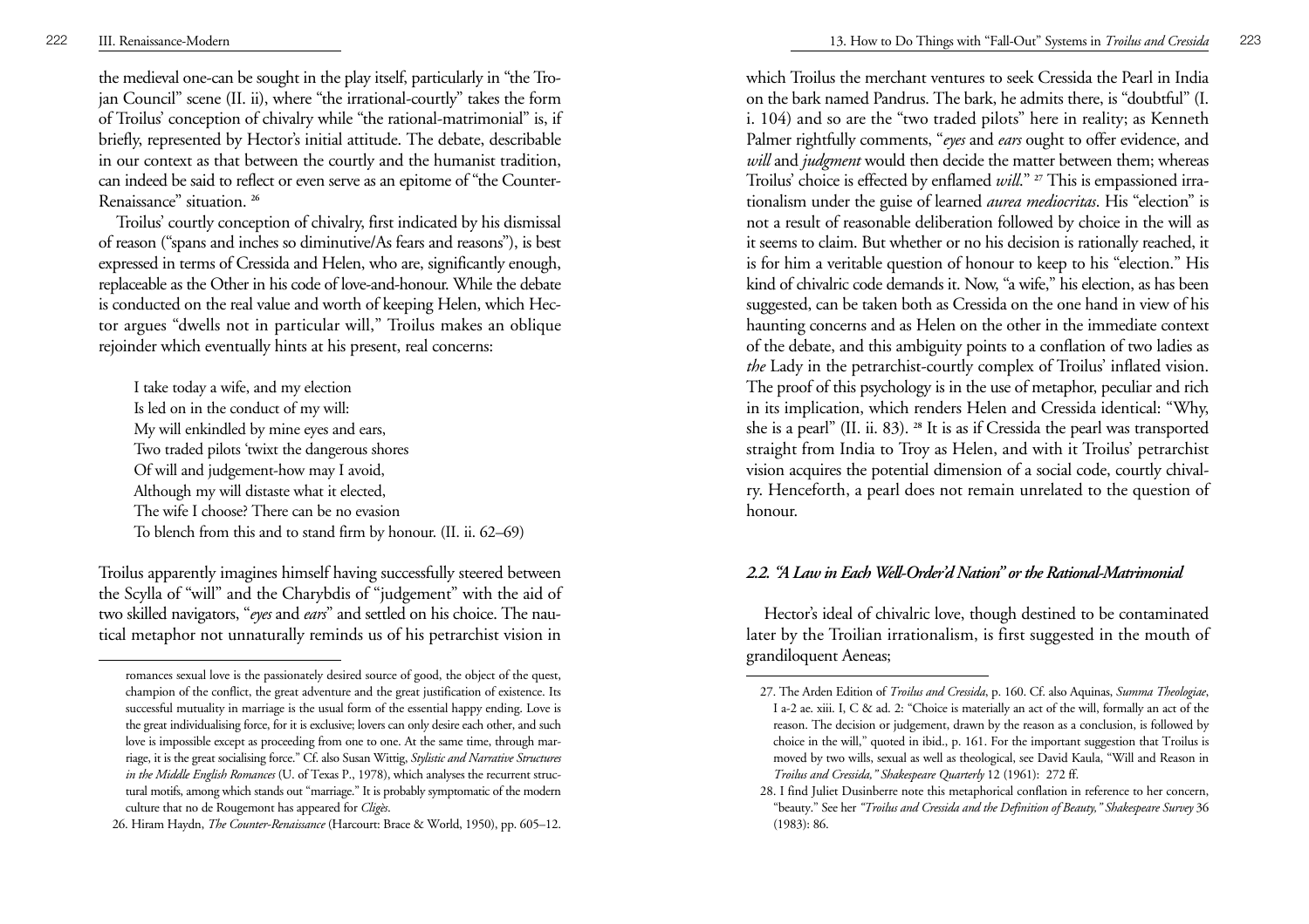the medieval one-can be sought in the play itself, particularly in "the Trojan Council" scene (II. ii), where "the irrational-courtly" takes the form of Troilus' conception of chivalry while "the rational-matrimonial" is, if briefly, represented by Hector's initial attitude. The debate, describable in our context as that between the courtly and the humanist tradition, can indeed be said to reflect or even serve as an epitome of "the Counter-Renaissance" situation. [26]

Troilus' courtly conception of chivalry, first indicated by his dismissal of reason ("spans and inches so diminutive/As fears and reasons"), is best expressed in terms of Cressida and Helen, who are, significantly enough, replaceable as the Other in his code of love-and-honour. While the debate is conducted on the real value and worth of keeping Helen, which Hector argues "dwells not in particular will," Troilus makes an oblique rejoinder which eventually hints at his present, real concerns:

> I take today a wife, and my election
> Is led on in the conduct of my will:
> My will enkindled by mine eyes and ears,
> Two traded pilots 'twixt the dangerous shores
> Of will and judgement-how may I avoid,
> Although my will distaste what it elected,
> The wife I choose? There can be no evasion
> To blench from this and to stand firm by honour. (II. ii. 62–69)

Troilus apparently imagines himself having successfully steered between the Scylla of "will" and the Charybdis of "judgement" with the aid of two skilled navigators, "*eyes* and *ears*" and settled on his choice. The nautical metaphor not unnaturally reminds us of his petrarchist vision in which Troilus the merchant ventures to seek Cressida the Pearl in India on the bark named Pandrus. The bark, he admits there, is "doubtful" (I. i. 104) and so are the "two traded pilots" here in reality; as Kenneth Palmer rightfully comments, "*eyes* and *ears* ought to offer evidence, and *will* and *judgment* would then decide the matter between them; whereas Troilus' choice is effected by enflamed *will*." [27] This is empassioned irrationalism under the guise of learned *aurea mediocritas*. His "election" is not a result of reasonable deliberation followed by choice in the will as it seems to claim. But whether or no his decision is rationally reached, it is for him a veritable question of honour to keep to his "election." His kind of chivalric code demands it. Now, "a wife," his election, as has been suggested, can be taken both as Cressida on the one hand in view of his haunting concerns and as Helen on the other in the immediate context of the debate, and this ambiguity points to a conflation of two ladies as *the* Lady in the petrarchist-courtly complex of Troilus' inflated vision. The proof of this psychology is in the use of metaphor, peculiar and rich in its implication, which renders Helen and Cressida identical: "Why, she is a pearl" (II. ii. 83). [28] It is as if Cressida the pearl was transported straight from India to Troy as Helen, and with it Troilus' petrarchist vision acquires the potential dimension of a social code, courtly chivalry. Henceforth, a pearl does not remain unrelated to the question of honour.

### *2.2. "A Law in Each Well-Order'd Nation" or the Rational-Matrimonial*

Hector's ideal of chivalric love, though destined to be contaminated later by the Troilian irrationalism, is first suggested in the mouth of grandiloquent Aeneas;

---

romances sexual love is the passionately desired source of good, the object of the quest, champion of the conflict, the great adventure and the great justification of existence. Its successful mutuality in marriage is the usual form of the essential happy ending. Love is the great individualising force, for it is exclusive; lovers can only desire each other, and such love is impossible except as proceeding from one to one. At the same time, through marriage, it is the great socialising force." Cf. also Susan Wittig, *Stylistic and Narrative Structures in the Middle English Romances* (U. of Texas P., 1978), which analyses the recurrent structural motifs, among which stands out "marriage." It is probably symptomatic of the modern culture that no de Rougemont has appeared for *Cligès*.

26. Hiram Haydn, *The Counter-Renaissance* (Harcourt: Brace & World, 1950), pp. 605–12.

27. The Arden Edition of *Troilus and Cressida*, p. 160. Cf. also Aquinas, *Summa Theologiae*, I a-2 ae. xiii. I, C & ad. 2: "Choice is materially an act of the will, formally an act of the reason. The decision or judgement, drawn by the reason as a conclusion, is followed by choice in the will," quoted in ibid., p. 161. For the important suggestion that Troilus is moved by two wills, sexual as well as theological, see David Kaula, "Will and Reason in *Troilus and Cressida," Shakespeare Quarterly* 12 (1961): 272 ff.

28. I find Juliet Dusinberre note this metaphorical conflation in reference to her concern, "beauty." See her *"Troilus and Cressida and the Definition of Beauty," Shakespeare Survey* 36 (1983): 86.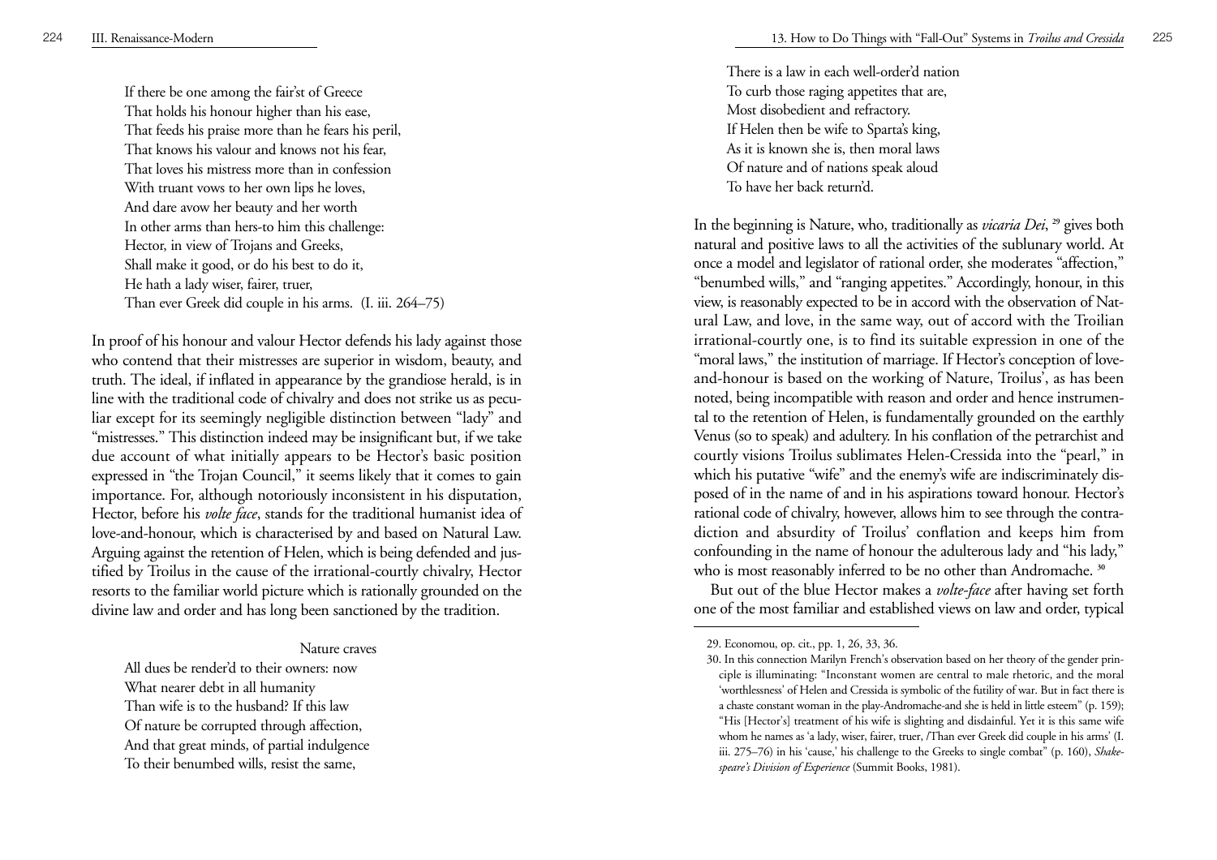If there be one among the fair'st of Greece
That holds his honour higher than his ease,
That feeds his praise more than he fears his peril,
That knows his valour and knows not his fear,
That loves his mistress more than in confession
With truant vows to her own lips he loves,
And dare avow her beauty and her worth
In other arms than hers-to him this challenge:
Hector, in view of Trojans and Greeks,
Shall make it good, or do his best to do it,
He hath a lady wiser, fairer, truer,
Than ever Greek did couple in his arms. (I. iii. 264–75)

In proof of his honour and valour Hector defends his lady against those who contend that their mistresses are superior in wisdom, beauty, and truth. The ideal, if inflated in appearance by the grandiose herald, is in line with the traditional code of chivalry and does not strike us as peculiar except for its seemingly negligible distinction between "lady" and "mistresses." This distinction indeed may be insignificant but, if we take due account of what initially appears to be Hector's basic position expressed in "the Trojan Council," it seems likely that it comes to gain importance. For, although notoriously inconsistent in his disputation, Hector, before his *volte face*, stands for the traditional humanist idea of love-and-honour, which is characterised by and based on Natural Law. Arguing against the retention of Helen, which is being defended and justified by Troilus in the cause of the irrational-courtly chivalry, Hector resorts to the familiar world picture which is rationally grounded on the divine law and order and has long been sanctioned by the tradition.

Nature craves
All dues be render'd to their owners: now
What nearer debt in all humanity
Than wife is to the husband? If this law
Of nature be corrupted through affection,
And that great minds, of partial indulgence
To their benumbed wills, resist the same,
There is a law in each well-order'd nation
To curb those raging appetites that are,
Most disobedient and refractory.
If Helen then be wife to Sparta's king,
As it is known she is, then moral laws
Of nature and of nations speak aloud
To have her back return'd.

In the beginning is Nature, who, traditionally as *vicaria Dei*,[29] gives both natural and positive laws to all the activities of the sublunary world. At once a model and legislator of rational order, she moderates "affection," "benumbed wills," and "ranging appetites." Accordingly, honour, in this view, is reasonably expected to be in accord with the observation of Natural Law, and love, in the same way, out of accord with the Troilian irrational-courtly one, is to find its suitable expression in one of the "moral laws," the institution of marriage. If Hector's conception of love-and-honour is based on the working of Nature, Troilus', as has been noted, being incompatible with reason and order and hence instrumental to the retention of Helen, is fundamentally grounded on the earthly Venus (so to speak) and adultery. In his conflation of the petrarchist and courtly visions Troilus sublimates Helen-Cressida into the "pearl," in which his putative "wife" and the enemy's wife are indiscriminately disposed of in the name of and in his aspirations toward honour. Hector's rational code of chivalry, however, allows him to see through the contradiction and absurdity of Troilus' conflation and keeps him from confounding in the name of honour the adulterous lady and "his lady," who is most reasonably inferred to be no other than Andromache.[30]

But out of the blue Hector makes a *volte-face* after having set forth one of the most familiar and established views on law and order, typical

29. Economou, op. cit., pp. 1, 26, 33, 36.

30. In this connection Marilyn French's observation based on her theory of the gender principle is illuminating: "Inconstant women are central to male rhetoric, and the moral 'worthlessness' of Helen and Cressida is symbolic of the futility of war. But in fact there is a chaste constant woman in the play-Andromache-and she is held in little esteem" (p. 159); "His [Hector's] treatment of his wife is slighting and disdainful. Yet it is this same wife whom he names as 'a lady, wiser, fairer, truer, /Than ever Greek did couple in his arms' (I. iii. 275–76) in his 'cause,' his challenge to the Greeks to single combat" (p. 160), *Shakespeare's Division of Experience* (Summit Books, 1981).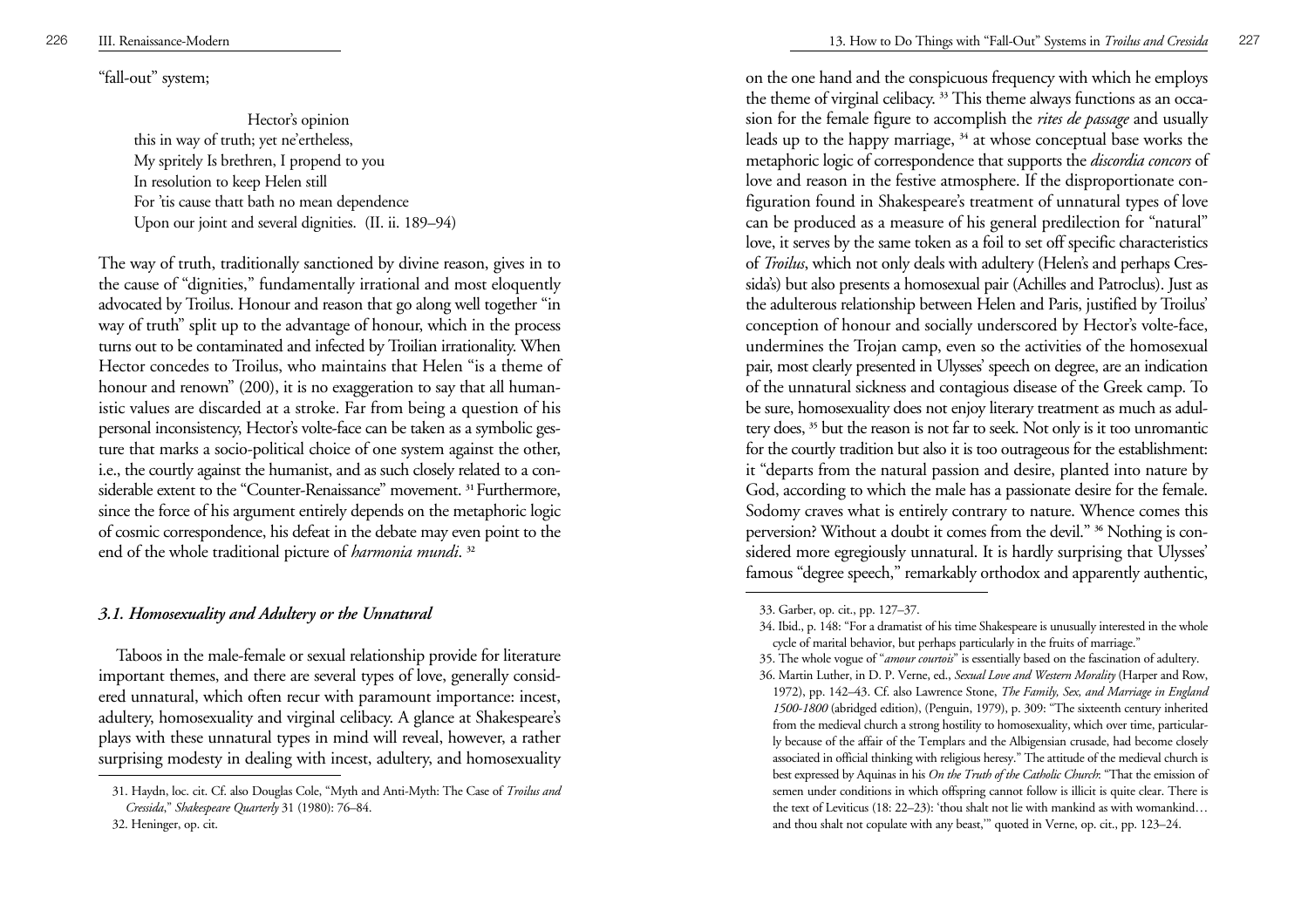"fall-out" system;

> Hector's opinion
> this in way of truth; yet ne'ertheless,
> My spritely Is brethren, I propend to you
> In resolution to keep Helen still
> For 'tis cause thatt bath no mean dependence
> Upon our joint and several dignities. (II. ii. 189–94)

The way of truth, traditionally sanctioned by divine reason, gives in to the cause of "dignities," fundamentally irrational and most eloquently advocated by Troilus. Honour and reason that go along well together "in way of truth" split up to the advantage of honour, which in the process turns out to be contaminated and infected by Troilian irrationality. When Hector concedes to Troilus, who maintains that Helen "is a theme of honour and renown" (200), it is no exaggeration to say that all humanistic values are discarded at a stroke. Far from being a question of his personal inconsistency, Hector's volte-face can be taken as a symbolic gesture that marks a socio-political choice of one system against the other, i.e., the courtly against the humanist, and as such closely related to a considerable extent to the "Counter-Renaissance" movement. [31] Furthermore, since the force of his argument entirely depends on the metaphoric logic of cosmic correspondence, his defeat in the debate may even point to the end of the whole traditional picture of *harmonia mundi*. [32]

### *3.1. Homosexuality and Adultery or the Unnatural*

Taboos in the male-female or sexual relationship provide for literature important themes, and there are several types of love, generally considered unnatural, which often recur with paramount importance: incest, adultery, homosexuality and virginal celibacy. A glance at Shakespeare's plays with these unnatural types in mind will reveal, however, a rather surprising modesty in dealing with incest, adultery, and homosexuality on the one hand and the conspicuous frequency with which he employs the theme of virginal celibacy. [33] This theme always functions as an occasion for the female figure to accomplish the *rites de passage* and usually leads up to the happy marriage, [34] at whose conceptual base works the metaphoric logic of correspondence that supports the *discordia concors* of love and reason in the festive atmosphere. If the disproportionate configuration found in Shakespeare's treatment of unnatural types of love can be produced as a measure of his general predilection for "natural" love, it serves by the same token as a foil to set off specific characteristics of *Troilus*, which not only deals with adultery (Helen's and perhaps Cressida's) but also presents a homosexual pair (Achilles and Patroclus). Just as the adulterous relationship between Helen and Paris, justified by Troilus' conception of honour and socially underscored by Hector's volte-face, undermines the Trojan camp, even so the activities of the homosexual pair, most clearly presented in Ulysses' speech on degree, are an indication of the unnatural sickness and contagious disease of the Greek camp. To be sure, homosexuality does not enjoy literary treatment as much as adultery does, [35] but the reason is not far to seek. Not only is it too unromantic for the courtly tradition but also it is too outrageous for the establishment: it "departs from the natural passion and desire, planted into nature by God, according to which the male has a passionate desire for the female. Sodomy craves what is entirely contrary to nature. Whence comes this perversion? Without a doubt it comes from the devil." [36] Nothing is considered more egregiously unnatural. It is hardly surprising that Ulysses' famous "degree speech," remarkably orthodox and apparently authentic,

---

31. Haydn, loc. cit. Cf. also Douglas Cole, "Myth and Anti-Myth: The Case of *Troilus and Cressida*," *Shakespeare Quarterly* 31 (1980): 76–84.
32. Heninger, op. cit.
33. Garber, op. cit., pp. 127–37.
34. Ibid., p. 148: "For a dramatist of his time Shakespeare is unusually interested in the whole cycle of marital behavior, but perhaps particularly in the fruits of marriage."
35. The whole vogue of "*amour courtois*" is essentially based on the fascination of adultery.
36. Martin Luther, in D. P. Verne, ed., *Sexual Love and Western Morality* (Harper and Row, 1972), pp. 142–43. Cf. also Lawrence Stone, *The Family, Sex, and Marriage in England 1500-1800* (abridged edition), (Penguin, 1979), p. 309: "The sixteenth century inherited from the medieval church a strong hostility to homosexuality, which over time, particularly because of the affair of the Templars and the Albigensian crusade, had become closely associated in official thinking with religious heresy." The attitude of the medieval church is best expressed by Aquinas in his *On the Truth of the Catholic Church*: "That the emission of semen under conditions in which offspring cannot follow is illicit is quite clear. There is the text of Leviticus (18: 22–23): 'thou shalt not lie with mankind as with womankind… and thou shalt not copulate with any beast,'" quoted in Verne, op. cit., pp. 123–24.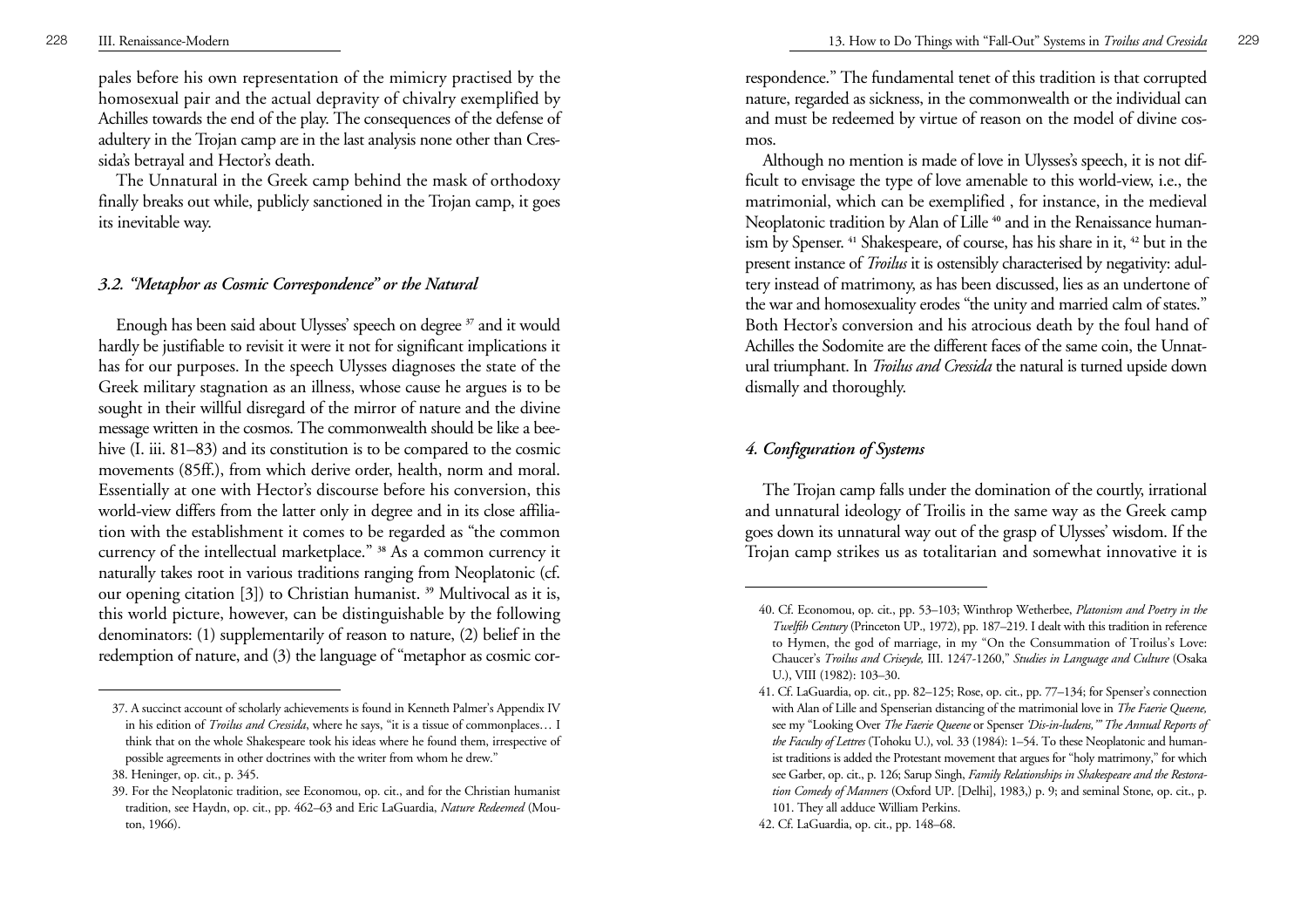pales before his own representation of the mimicry practised by the homosexual pair and the actual depravity of chivalry exemplified by Achilles towards the end of the play. The consequences of the defense of adultery in the Trojan camp are in the last analysis none other than Cressida's betrayal and Hector's death.

The Unnatural in the Greek camp behind the mask of orthodoxy finally breaks out while, publicly sanctioned in the Trojan camp, it goes its inevitable way.

### *3.2. "Metaphor as Cosmic Correspondence" or the Natural*

Enough has been said about Ulysses' speech on degree [37] and it would hardly be justifiable to revisit it were it not for significant implications it has for our purposes. In the speech Ulysses diagnoses the state of the Greek military stagnation as an illness, whose cause he argues is to be sought in their willful disregard of the mirror of nature and the divine message written in the cosmos. The commonwealth should be like a beehive (I. iii. 81–83) and its constitution is to be compared to the cosmic movements (85ff.), from which derive order, health, norm and moral. Essentially at one with Hector's discourse before his conversion, this world-view differs from the latter only in degree and in its close affiliation with the establishment it comes to be regarded as "the common currency of the intellectual marketplace." [38] As a common currency it naturally takes root in various traditions ranging from Neoplatonic (cf. our opening citation [3]) to Christian humanist. [39] Multivocal as it is, this world picture, however, can be distinguishable by the following denominators: (1) supplementarily of reason to nature, (2) belief in the redemption of nature, and (3) the language of "metaphor as cosmic correspondence." The fundamental tenet of this tradition is that corrupted nature, regarded as sickness, in the commonwealth or the individual can and must be redeemed by virtue of reason on the model of divine cosmos.

Although no mention is made of love in Ulysses's speech, it is not difficult to envisage the type of love amenable to this world-view, i.e., the matrimonial, which can be exemplified , for instance, in the medieval Neoplatonic tradition by Alan of Lille [40] and in the Renaissance humanism by Spenser. [41] Shakespeare, of course, has his share in it, [42] but in the present instance of *Troilus* it is ostensibly characterised by negativity: adultery instead of matrimony, as has been discussed, lies as an undertone of the war and homosexuality erodes "the unity and married calm of states." Both Hector's conversion and his atrocious death by the foul hand of Achilles the Sodomite are the different faces of the same coin, the Unnatural triumphant. In *Troilus and Cressida* the natural is turned upside down dismally and thoroughly.

## *4. Configuration of Systems*

The Trojan camp falls under the domination of the courtly, irrational and unnatural ideology of Troilis in the same way as the Greek camp goes down its unnatural way out of the grasp of Ulysses' wisdom. If the Trojan camp strikes us as totalitarian and somewhat innovative it is

---

37. A succinct account of scholarly achievements is found in Kenneth Palmer's Appendix IV in his edition of *Troilus and Cressida*, where he says, "it is a tissue of commonplaces… I think that on the whole Shakespeare took his ideas where he found them, irrespective of possible agreements in other doctrines with the writer from whom he drew."

38. Heninger, op. cit., p. 345.

39. For the Neoplatonic tradition, see Economou, op. cit., and for the Christian humanist tradition, see Haydn, op. cit., pp. 462–63 and Eric LaGuardia, *Nature Redeemed* (Mouton, 1966).

40. Cf. Economou, op. cit., pp. 53–103; Winthrop Wetherbee, *Platonism and Poetry in the Twelfth Century* (Princeton UP., 1972), pp. 187–219. I dealt with this tradition in reference to Hymen, the god of marriage, in my "On the Consummation of Troilus's Love: Chaucer's *Troilus and Criseyde,* III. 1247-1260," *Studies in Language and Culture* (Osaka U.), VIII (1982): 103–30.

41. Cf. LaGuardia, op. cit., pp. 82–125; Rose, op. cit., pp. 77–134; for Spenser's connection with Alan of Lille and Spenserian distancing of the matrimonial love in *The Faerie Queene,* see my "Looking Over *The Faerie Queene* or Spenser *'Dis-in-ludens,'" The Annual Reports of the Faculty of Lettres* (Tohoku U.), vol. 33 (1984): 1–54. To these Neoplatonic and humanist traditions is added the Protestant movement that argues for "holy matrimony," for which see Garber, op. cit., p. 126; Sarup Singh, *Family Relationships in Shakespeare and the Restoration Comedy of Manners* (Oxford UP. [Delhi], 1983,) p. 9; and seminal Stone, op. cit., p. 101. They all adduce William Perkins.

42. Cf. LaGuardia, op. cit., pp. 148–68.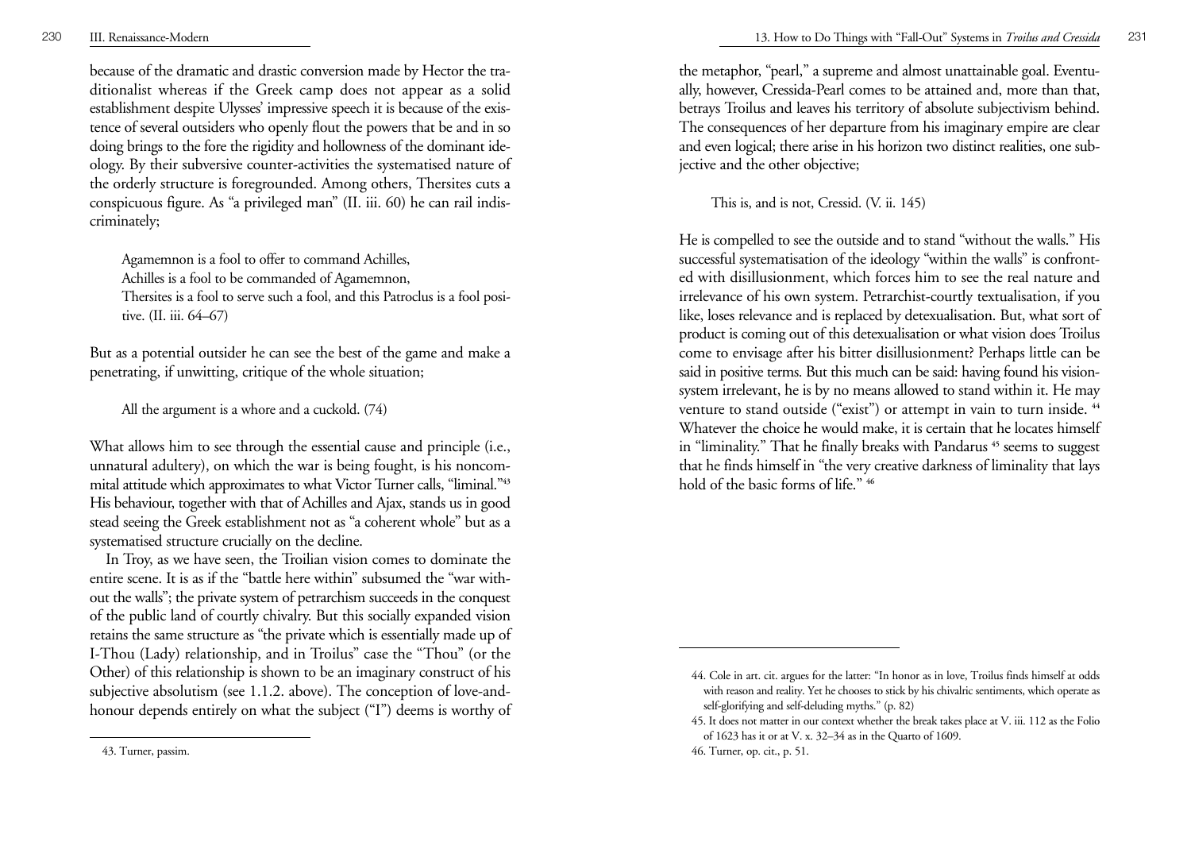because of the dramatic and drastic conversion made by Hector the traditionalist whereas if the Greek camp does not appear as a solid establishment despite Ulysses' impressive speech it is because of the existence of several outsiders who openly flout the powers that be and in so doing brings to the fore the rigidity and hollowness of the dominant ideology. By their subversive counter-activities the systematised nature of the orderly structure is foregrounded. Among others, Thersites cuts a conspicuous figure. As "a privileged man" (II. iii. 60) he can rail indiscriminately;

> Agamemnon is a fool to offer to command Achilles,
> Achilles is a fool to be commanded of Agamemnon,
> Thersites is a fool to serve such a fool, and this Patroclus is a fool positive. (II. iii. 64–67)

But as a potential outsider he can see the best of the game and make a penetrating, if unwitting, critique of the whole situation;

> All the argument is a whore and a cuckold. (74)

What allows him to see through the essential cause and principle (i.e., unnatural adultery), on which the war is being fought, is his noncommital attitude which approximates to what Victor Turner calls, "liminal."[43] His behaviour, together with that of Achilles and Ajax, stands us in good stead seeing the Greek establishment not as "a coherent whole" but as a systematised structure crucially on the decline.

In Troy, as we have seen, the Troilian vision comes to dominate the entire scene. It is as if the "battle here within" subsumed the "war without the walls"; the private system of petrarchism succeeds in the conquest of the public land of courtly chivalry. But this socially expanded vision retains the same structure as "the private which is essentially made up of I-Thou (Lady) relationship, and in Troilus" case the "Thou" (or the Other) of this relationship is shown to be an imaginary construct of his subjective absolutism (see 1.1.2. above). The conception of love-and-honour depends entirely on what the subject ("I") deems is worthy of the metaphor, "pearl," a supreme and almost unattainable goal. Eventually, however, Cressida-Pearl comes to be attained and, more than that, betrays Troilus and leaves his territory of absolute subjectivism behind. The consequences of her departure from his imaginary empire are clear and even logical; there arise in his horizon two distinct realities, one subjective and the other objective;

> This is, and is not, Cressid. (V. ii. 145)

He is compelled to see the outside and to stand "without the walls." His successful systematisation of the ideology "within the walls" is confronted with disillusionment, which forces him to see the real nature and irrelevance of his own system. Petrarchist-courtly textualisation, if you like, loses relevance and is replaced by detexualisation. But, what sort of product is coming out of this detexualisation or what vision does Troilus come to envisage after his bitter disillusionment? Perhaps little can be said in positive terms. But this much can be said: having found his vision-system irrelevant, he is by no means allowed to stand within it. He may venture to stand outside ("exist") or attempt in vain to turn inside.[44] Whatever the choice he would make, it is certain that he locates himself in "liminality." That he finally breaks with Pandarus[45] seems to suggest that he finds himself in "the very creative darkness of liminality that lays hold of the basic forms of life."[46]

---

43. Turner, passim.

44. Cole in art. cit. argues for the latter: "In honor as in love, Troilus finds himself at odds with reason and reality. Yet he chooses to stick by his chivalric sentiments, which operate as self-glorifying and self-deluding myths." (p. 82)

45. It does not matter in our context whether the break takes place at V. iii. 112 as the Folio of 1623 has it or at V. x. 32–34 as in the Quarto of 1609.

46. Turner, op. cit., p. 51.